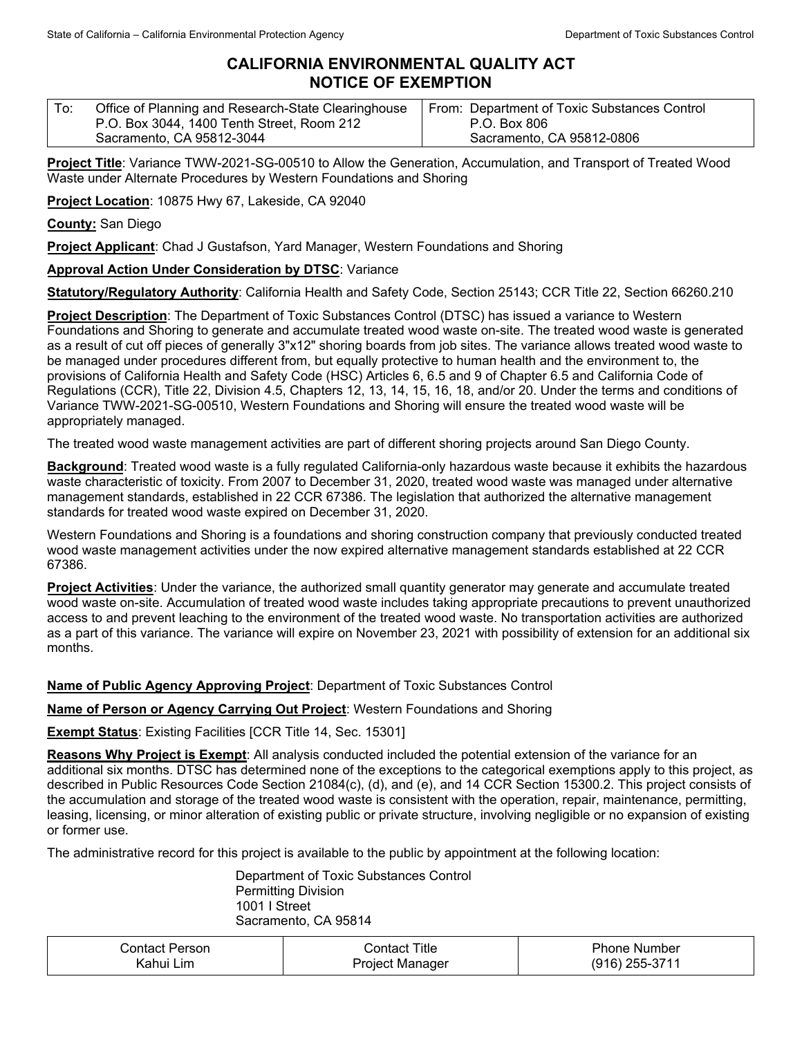# CALIFORNIA ENVIRONMENTAL QUALITY ACT
# NOTICE OF EXEMPTION

| To: Office of Planning and Research-State Clearinghouse<br>P.O. Box 3044, 1400 Tenth Street, Room 212<br>Sacramento, CA 95812-3044 | From: Department of Toxic Substances Control<br>P.O. Box 806<br>Sacramento, CA 95812-0806 |
|---|---|

**Project Title**: Variance TWW-2021-SG-00510 to Allow the Generation, Accumulation, and Transport of Treated Wood Waste under Alternate Procedures by Western Foundations and Shoring

**Project Location**: 10875 Hwy 67, Lakeside, CA 92040

**County:** San Diego

**Project Applicant**: Chad J Gustafson, Yard Manager, Western Foundations and Shoring

**Approval Action Under Consideration by DTSC**: Variance

**Statutory/Regulatory Authority**: California Health and Safety Code, Section 25143; CCR Title 22, Section 66260.210

**Project Description**: The Department of Toxic Substances Control (DTSC) has issued a variance to Western Foundations and Shoring to generate and accumulate treated wood waste on-site. The treated wood waste is generated as a result of cut off pieces of generally 3"x12" shoring boards from job sites. The variance allows treated wood waste to be managed under procedures different from, but equally protective to human health and the environment to, the provisions of California Health and Safety Code (HSC) Articles 6, 6.5 and 9 of Chapter 6.5 and California Code of Regulations (CCR), Title 22, Division 4.5, Chapters 12, 13, 14, 15, 16, 18, and/or 20. Under the terms and conditions of Variance TWW-2021-SG-00510, Western Foundations and Shoring will ensure the treated wood waste will be appropriately managed.

The treated wood waste management activities are part of different shoring projects around San Diego County.

**Background**: Treated wood waste is a fully regulated California-only hazardous waste because it exhibits the hazardous waste characteristic of toxicity. From 2007 to December 31, 2020, treated wood waste was managed under alternative management standards, established in 22 CCR 67386. The legislation that authorized the alternative management standards for treated wood waste expired on December 31, 2020.

Western Foundations and Shoring is a foundations and shoring construction company that previously conducted treated wood waste management activities under the now expired alternative management standards established at 22 CCR 67386.

**Project Activities**: Under the variance, the authorized small quantity generator may generate and accumulate treated wood waste on-site. Accumulation of treated wood waste includes taking appropriate precautions to prevent unauthorized access to and prevent leaching to the environment of the treated wood waste. No transportation activities are authorized as a part of this variance. The variance will expire on November 23, 2021 with possibility of extension for an additional six months.

**Name of Public Agency Approving Project**: Department of Toxic Substances Control

**Name of Person or Agency Carrying Out Project**: Western Foundations and Shoring

**Exempt Status**: Existing Facilities [CCR Title 14, Sec. 15301]

**Reasons Why Project is Exempt**: All analysis conducted included the potential extension of the variance for an additional six months. DTSC has determined none of the exceptions to the categorical exemptions apply to this project, as described in Public Resources Code Section 21084(c), (d), and (e), and 14 CCR Section 15300.2. This project consists of the accumulation and storage of the treated wood waste is consistent with the operation, repair, maintenance, permitting, leasing, licensing, or minor alteration of existing public or private structure, involving negligible or no expansion of existing or former use.

The administrative record for this project is available to the public by appointment at the following location:

Department of Toxic Substances Control
Permitting Division
1001 I Street
Sacramento, CA 95814

| Contact Person | Contact Title | Phone Number |
|---|---|---|
| Kahui Lim | Project Manager | (916) 255-3711 |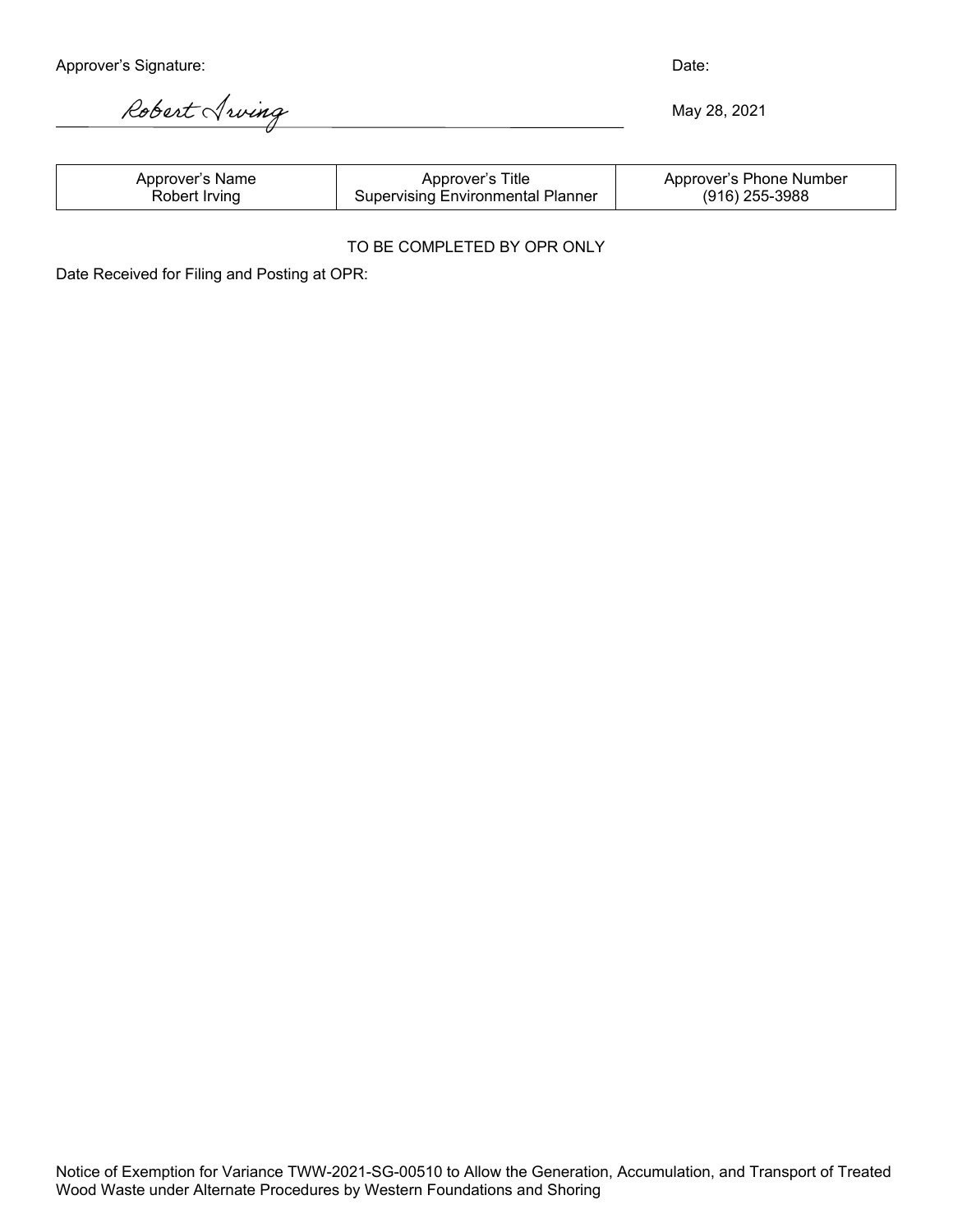Approver's Signature:

Robert Irving

Date:

May 28, 2021

| Approver's Name | Approver's Title | Approver's Phone Number |
| --- | --- | --- |
| Robert Irving | Supervising Environmental Planner | (916) 255-3988 |

TO BE COMPLETED BY OPR ONLY

Date Received for Filing and Posting at OPR: